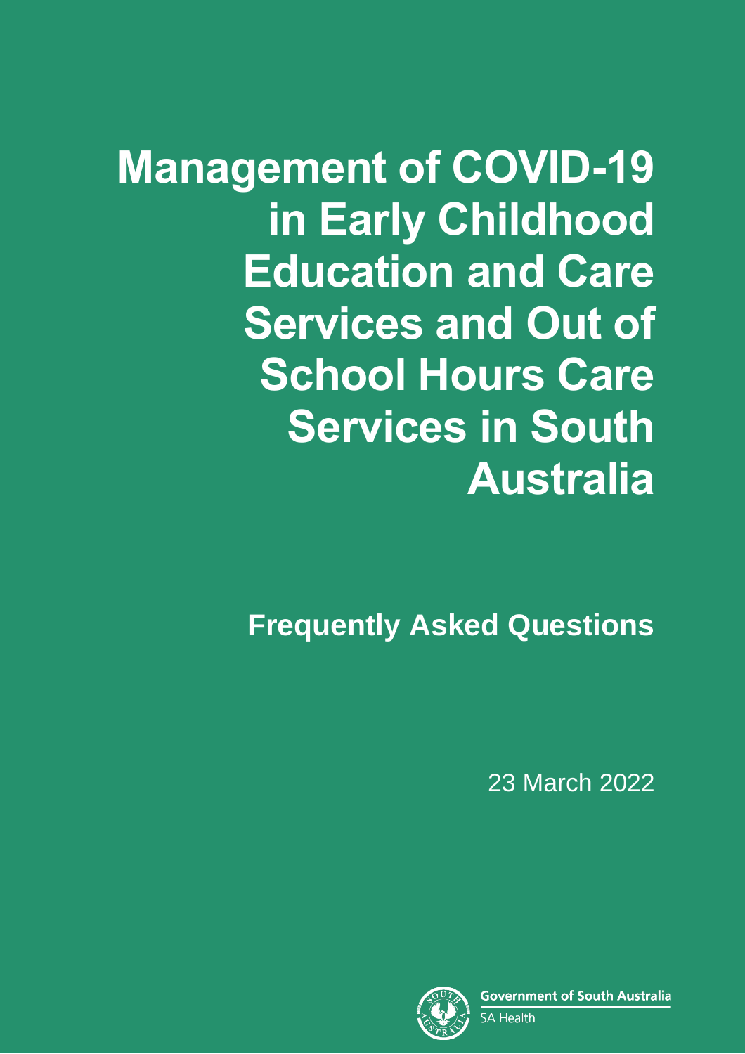# Management of COVID-19 in Early Childhood Education and Care Services and Out of School Hours Care Services in South Australia

## Frequently Asked Questions

23 March 2022

Government of South Australia
SA Health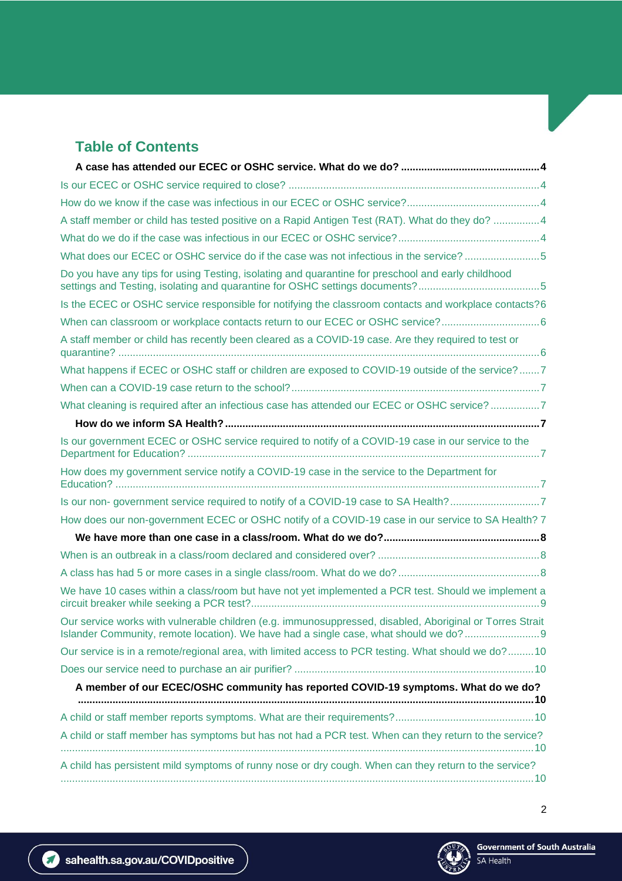## Table of Contents

**A case has attended our ECEC or OSHC service. What do we do? ....... 4**

Is our ECEC or OSHC service required to close? ....... 4

How do we know if the case was infectious in our ECEC or OSHC service? ....... 4

A staff member or child has tested positive on a Rapid Antigen Test (RAT). What do they do? ....... 4

What do we do if the case was infectious in our ECEC or OSHC service? ....... 4

What does our ECEC or OSHC service do if the case was not infectious in the service? ....... 5

Do you have any tips for using Testing, isolating and quarantine for preschool and early childhood settings and Testing, isolating and quarantine for OSHC settings documents? ....... 5

Is the ECEC or OSHC service responsible for notifying the classroom contacts and workplace contacts? 6

When can classroom or workplace contacts return to our ECEC or OSHC service? ....... 6

A staff member or child has recently been cleared as a COVID-19 case. Are they required to test or quarantine? ....... 6

What happens if ECEC or OSHC staff or children are exposed to COVID-19 outside of the service? ....... 7

When can a COVID-19 case return to the school? ....... 7

What cleaning is required after an infectious case has attended our ECEC or OSHC service? ....... 7

**How do we inform SA Health? ....... 7**

Is our government ECEC or OSHC service required to notify of a COVID-19 case in our service to the Department for Education? ....... 7

How does my government service notify a COVID-19 case in the service to the Department for Education? ....... 7

Is our non- government service required to notify of a COVID-19 case to SA Health? ....... 7

How does our non-government ECEC or OSHC notify of a COVID-19 case in our service to SA Health? 7

**We have more than one case in a class/room. What do we do? ....... 8**

When is an outbreak in a class/room declared and considered over? ....... 8

A class has had 5 or more cases in a single class/room. What do we do? ....... 8

We have 10 cases within a class/room but have not yet implemented a PCR test. Should we implement a circuit breaker while seeking a PCR test? ....... 9

Our service works with vulnerable children (e.g. immunosuppressed, disabled, Aboriginal or Torres Strait Islander Community, remote location). We have had a single case, what should we do? ....... 9

Our service is in a remote/regional area, with limited access to PCR testing. What should we do? ....... 10

Does our service need to purchase an air purifier? ....... 10

**A member of our ECEC/OSHC community has reported COVID-19 symptoms. What do we do? ....... 10**

A child or staff member reports symptoms. What are their requirements? ....... 10

A child or staff member has symptoms but has not had a PCR test. When can they return to the service? ....... 10

A child has persistent mild symptoms of runny nose or dry cough. When can they return to the service? ....... 10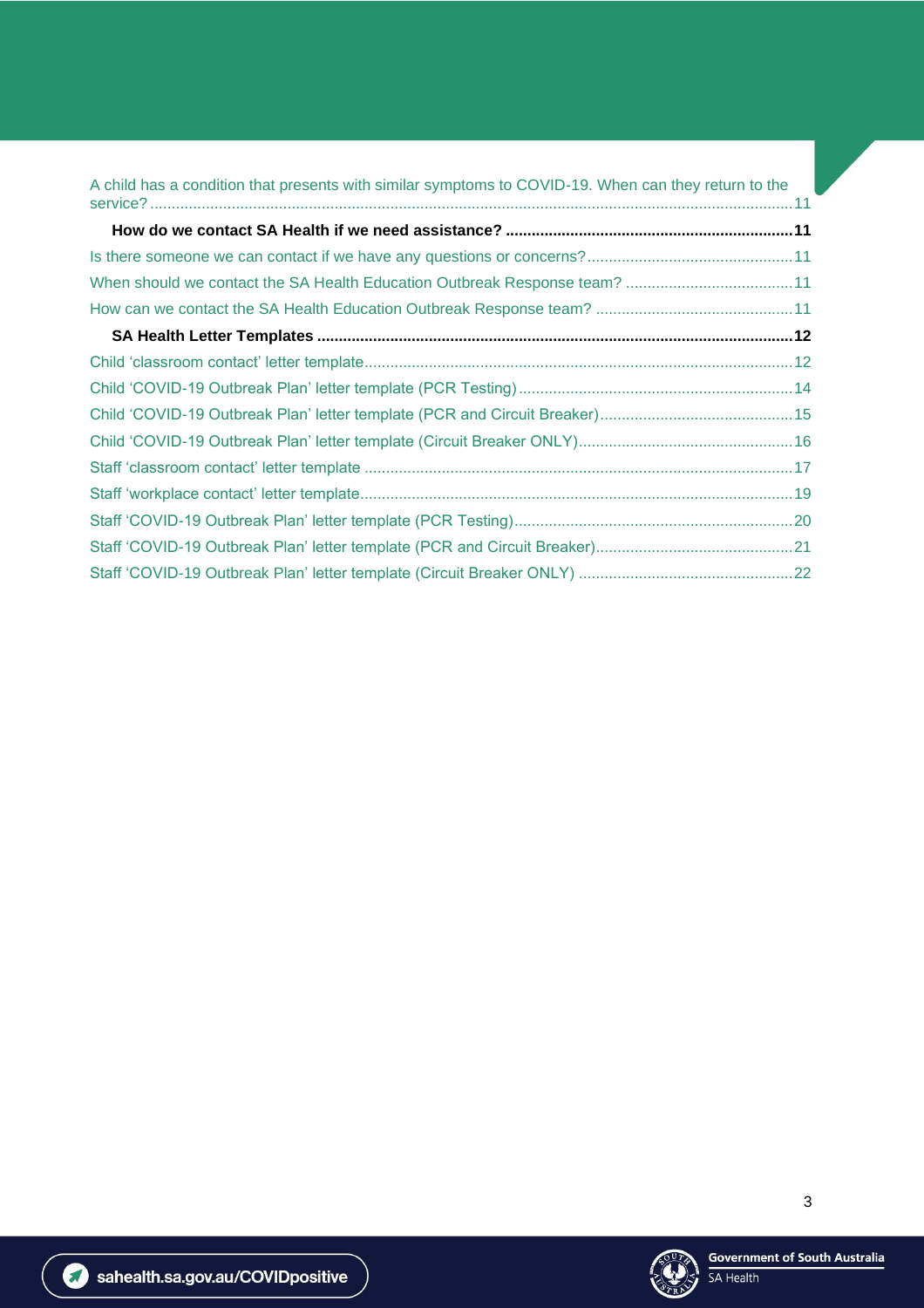A child has a condition that presents with similar symptoms to COVID-19. When can they return to the service? ..... 11

**How do we contact SA Health if we need assistance? ..... 11**

Is there someone we can contact if we have any questions or concerns? ..... 11

When should we contact the SA Health Education Outbreak Response team? ..... 11

How can we contact the SA Health Education Outbreak Response team? ..... 11

**SA Health Letter Templates ..... 12**

Child 'classroom contact' letter template ..... 12

Child 'COVID-19 Outbreak Plan' letter template (PCR Testing) ..... 14

Child 'COVID-19 Outbreak Plan' letter template (PCR and Circuit Breaker) ..... 15

Child 'COVID-19 Outbreak Plan' letter template (Circuit Breaker ONLY) ..... 16

Staff 'classroom contact' letter template ..... 17

Staff 'workplace contact' letter template ..... 19

Staff 'COVID-19 Outbreak Plan' letter template (PCR Testing) ..... 20

Staff 'COVID-19 Outbreak Plan' letter template (PCR and Circuit Breaker) ..... 21

Staff 'COVID-19 Outbreak Plan' letter template (Circuit Breaker ONLY) ..... 22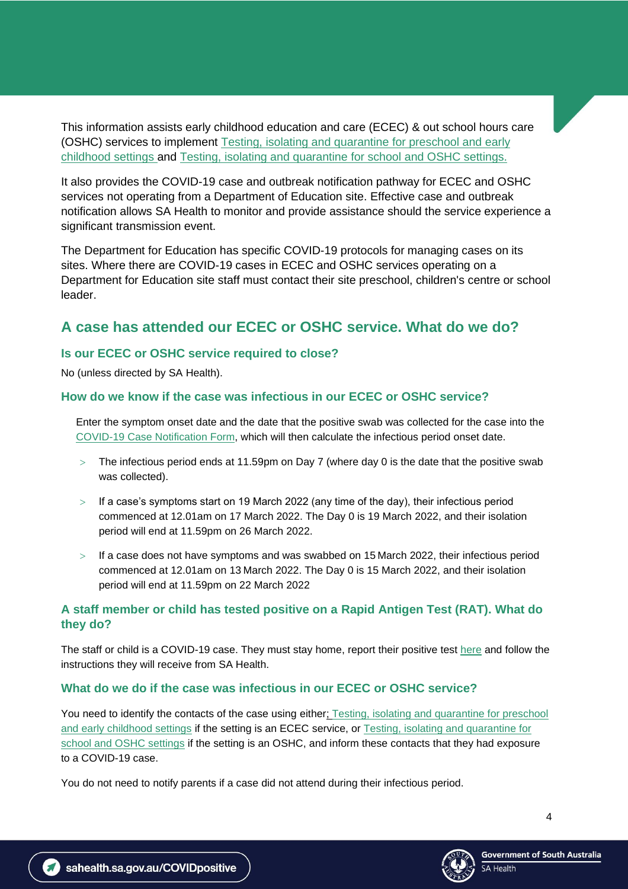This information assists early childhood education and care (ECEC) & out school hours care (OSHC) services to implement Testing, isolating and quarantine for preschool and early childhood settings and Testing, isolating and quarantine for school and OSHC settings.

It also provides the COVID-19 case and outbreak notification pathway for ECEC and OSHC services not operating from a Department of Education site. Effective case and outbreak notification allows SA Health to monitor and provide assistance should the service experience a significant transmission event.

The Department for Education has specific COVID-19 protocols for managing cases on its sites. Where there are COVID-19 cases in ECEC and OSHC services operating on a Department for Education site staff must contact their site preschool, children's centre or school leader.

## A case has attended our ECEC or OSHC service. What do we do?

### Is our ECEC or OSHC service required to close?

No (unless directed by SA Health).

### How do we know if the case was infectious in our ECEC or OSHC service?

Enter the symptom onset date and the date that the positive swab was collected for the case into the COVID-19 Case Notification Form, which will then calculate the infectious period onset date.

- The infectious period ends at 11.59pm on Day 7 (where day 0 is the date that the positive swab was collected).
- If a case's symptoms start on 19 March 2022 (any time of the day), their infectious period commenced at 12.01am on 17 March 2022. The Day 0 is 19 March 2022, and their isolation period will end at 11.59pm on 26 March 2022.
- If a case does not have symptoms and was swabbed on 15 March 2022, their infectious period commenced at 12.01am on 13 March 2022. The Day 0 is 15 March 2022, and their isolation period will end at 11.59pm on 22 March 2022

### A staff member or child has tested positive on a Rapid Antigen Test (RAT). What do they do?

The staff or child is a COVID-19 case. They must stay home, report their positive test here and follow the instructions they will receive from SA Health.

### What do we do if the case was infectious in our ECEC or OSHC service?

You need to identify the contacts of the case using either; Testing, isolating and quarantine for preschool and early childhood settings if the setting is an ECEC service, or Testing, isolating and quarantine for school and OSHC settings if the setting is an OSHC, and inform these contacts that they had exposure to a COVID-19 case.

You do not need to notify parents if a case did not attend during their infectious period.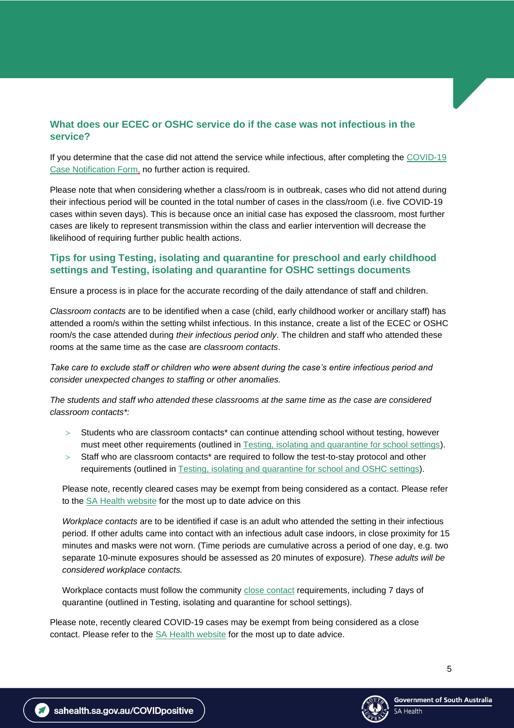## What does our ECEC or OSHC service do if the case was not infectious in the service?

If you determine that the case did not attend the service while infectious, after completing the COVID-19 Case Notification Form, no further action is required.

Please note that when considering whether a class/room is in outbreak, cases who did not attend during their infectious period will be counted in the total number of cases in the class/room (i.e. five COVID-19 cases within seven days). This is because once an initial case has exposed the classroom, most further cases are likely to represent transmission within the class and earlier intervention will decrease the likelihood of requiring further public health actions.

## Tips for using Testing, isolating and quarantine for preschool and early childhood settings and Testing, isolating and quarantine for OSHC settings documents

Ensure a process is in place for the accurate recording of the daily attendance of staff and children.

*Classroom contacts* are to be identified when a case (child, early childhood worker or ancillary staff) has attended a room/s within the setting whilst infectious. In this instance, create a list of the ECEC or OSHC room/s the case attended during *their infectious period only*. The children and staff who attended these rooms at the same time as the case are *classroom contacts*.

*Take care to exclude staff or children who were absent during the case's entire infectious period and consider unexpected changes to staffing or other anomalies.*

*The students and staff who attended these classrooms at the same time as the case are considered classroom contacts*:*

- Students who are classroom contacts* can continue attending school without testing, however must meet other requirements (outlined in Testing, isolating and quarantine for school settings).
- Staff who are classroom contacts* are required to follow the test-to-stay protocol and other requirements (outlined in Testing, isolating and quarantine for school and OSHC settings).

Please note, recently cleared cases may be exempt from being considered as a contact. Please refer to the SA Health website for the most up to date advice on this

*Workplace contacts* are to be identified if case is an adult who attended the setting in their infectious period. If other adults came into contact with an infectious adult case indoors, in close proximity for 15 minutes and masks were not worn. (Time periods are cumulative across a period of one day, e.g. two separate 10-minute exposures should be assessed as 20 minutes of exposure). *These adults will be considered workplace contacts.*

Workplace contacts must follow the community close contact requirements, including 7 days of quarantine (outlined in Testing, isolating and quarantine for school settings).

Please note, recently cleared COVID-19 cases may be exempt from being considered as a close contact. Please refer to the SA Health website for the most up to date advice.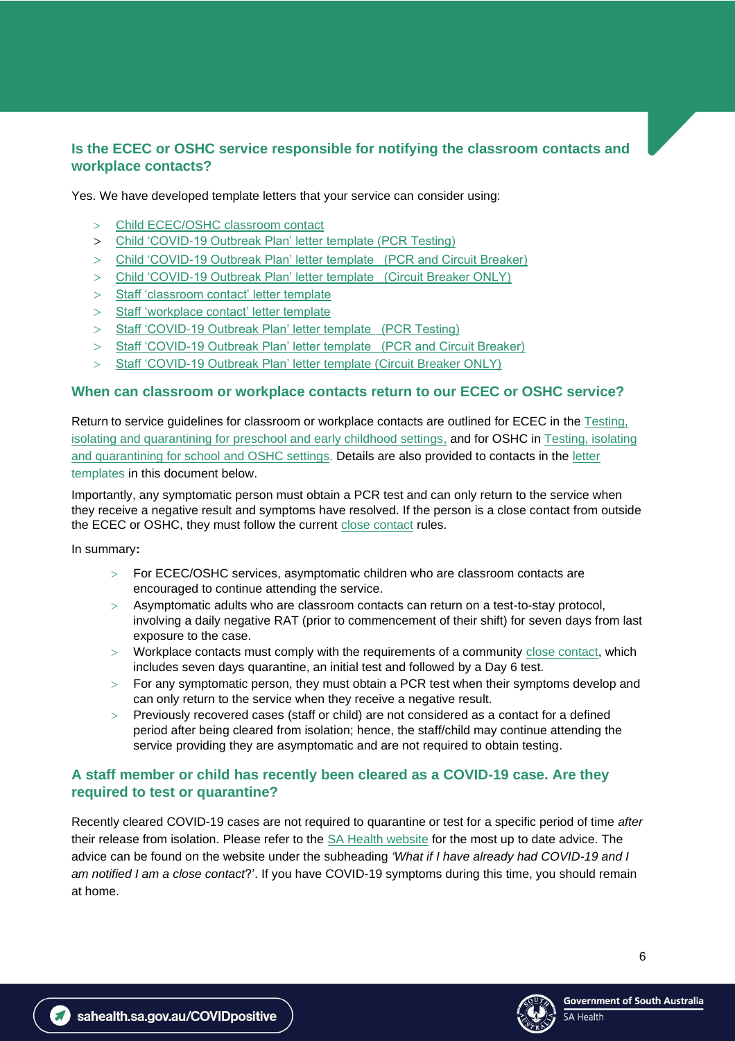## Is the ECEC or OSHC service responsible for notifying the classroom contacts and workplace contacts?

Yes. We have developed template letters that your service can consider using:

- Child ECEC/OSHC classroom contact
- Child 'COVID-19 Outbreak Plan' letter template (PCR Testing)
- Child 'COVID-19 Outbreak Plan' letter template (PCR and Circuit Breaker)
- Child 'COVID-19 Outbreak Plan' letter template (Circuit Breaker ONLY)
- Staff 'classroom contact' letter template
- Staff 'workplace contact' letter template
- Staff 'COVID-19 Outbreak Plan' letter template (PCR Testing)
- Staff 'COVID-19 Outbreak Plan' letter template (PCR and Circuit Breaker)
- Staff 'COVID-19 Outbreak Plan' letter template (Circuit Breaker ONLY)

## When can classroom or workplace contacts return to our ECEC or OSHC service?

Return to service guidelines for classroom or workplace contacts are outlined for ECEC in the Testing, isolating and quarantining for preschool and early childhood settings, and for OSHC in Testing, isolating and quarantining for school and OSHC settings. Details are also provided to contacts in the letter templates in this document below.

Importantly, any symptomatic person must obtain a PCR test and can only return to the service when they receive a negative result and symptoms have resolved. If the person is a close contact from outside the ECEC or OSHC, they must follow the current close contact rules.

In summary**:**

- For ECEC/OSHC services, asymptomatic children who are classroom contacts are encouraged to continue attending the service.
- Asymptomatic adults who are classroom contacts can return on a test-to-stay protocol, involving a daily negative RAT (prior to commencement of their shift) for seven days from last exposure to the case.
- Workplace contacts must comply with the requirements of a community close contact, which includes seven days quarantine, an initial test and followed by a Day 6 test.
- For any symptomatic person, they must obtain a PCR test when their symptoms develop and can only return to the service when they receive a negative result.
- Previously recovered cases (staff or child) are not considered as a contact for a defined period after being cleared from isolation; hence, the staff/child may continue attending the service providing they are asymptomatic and are not required to obtain testing.

## A staff member or child has recently been cleared as a COVID-19 case. Are they required to test or quarantine?

Recently cleared COVID-19 cases are not required to quarantine or test for a specific period of time *after* their release from isolation. Please refer to the SA Health website for the most up to date advice. The advice can be found on the website under the subheading *'What if I have already had COVID-19 and I am notified I am a close contact*?'. If you have COVID-19 symptoms during this time, you should remain at home.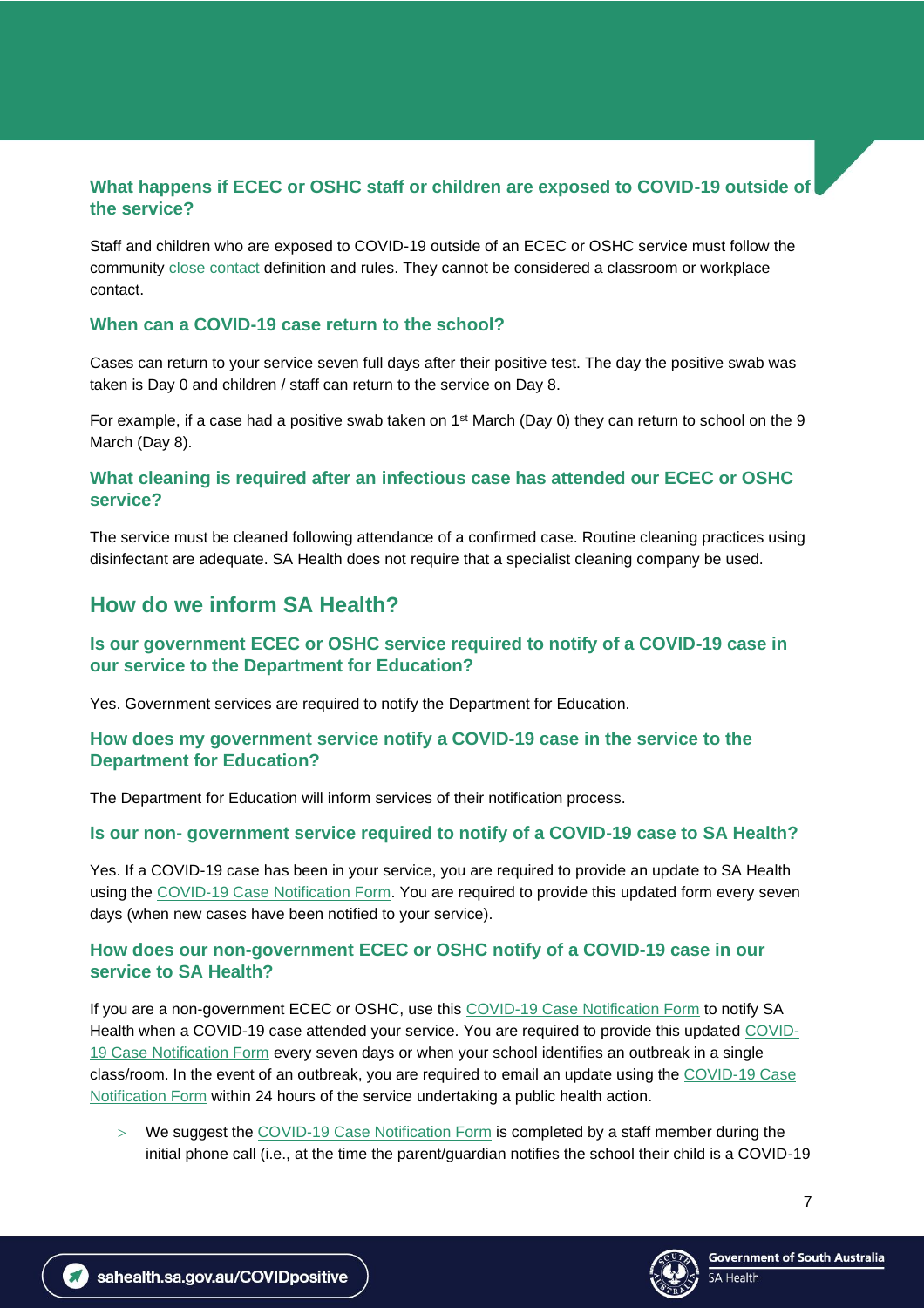### What happens if ECEC or OSHC staff or children are exposed to COVID-19 outside of the service?

Staff and children who are exposed to COVID-19 outside of an ECEC or OSHC service must follow the community close contact definition and rules. They cannot be considered a classroom or workplace contact.

### When can a COVID-19 case return to the school?

Cases can return to your service seven full days after their positive test. The day the positive swab was taken is Day 0 and children / staff can return to the service on Day 8.

For example, if a case had a positive swab taken on 1st March (Day 0) they can return to school on the 9 March (Day 8).

### What cleaning is required after an infectious case has attended our ECEC or OSHC service?

The service must be cleaned following attendance of a confirmed case. Routine cleaning practices using disinfectant are adequate. SA Health does not require that a specialist cleaning company be used.

## How do we inform SA Health?

### Is our government ECEC or OSHC service required to notify of a COVID-19 case in our service to the Department for Education?

Yes. Government services are required to notify the Department for Education.

### How does my government service notify a COVID-19 case in the service to the Department for Education?

The Department for Education will inform services of their notification process.

### Is our non- government service required to notify of a COVID-19 case to SA Health?

Yes. If a COVID-19 case has been in your service, you are required to provide an update to SA Health using the COVID-19 Case Notification Form. You are required to provide this updated form every seven days (when new cases have been notified to your service).

### How does our non-government ECEC or OSHC notify of a COVID-19 case in our service to SA Health?

If you are a non-government ECEC or OSHC, use this COVID-19 Case Notification Form to notify SA Health when a COVID-19 case attended your service. You are required to provide this updated COVID-19 Case Notification Form every seven days or when your school identifies an outbreak in a single class/room. In the event of an outbreak, you are required to email an update using the COVID-19 Case Notification Form within 24 hours of the service undertaking a public health action.

- We suggest the COVID-19 Case Notification Form is completed by a staff member during the initial phone call (i.e., at the time the parent/guardian notifies the school their child is a COVID-19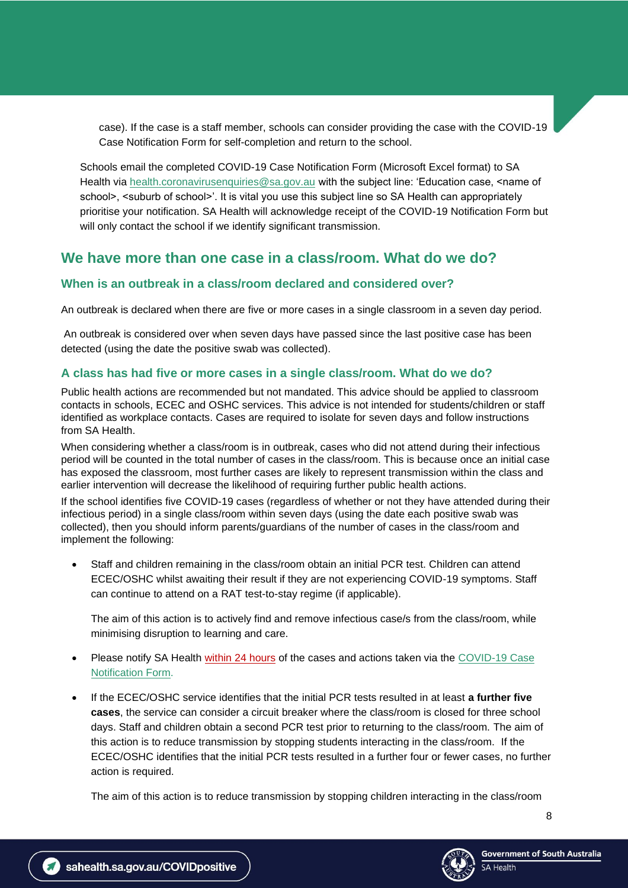case). If the case is a staff member, schools can consider providing the case with the COVID-19 Case Notification Form for self-completion and return to the school.

Schools email the completed COVID-19 Case Notification Form (Microsoft Excel format) to SA Health via health.coronavirusenquiries@sa.gov.au with the subject line: 'Education case, <name of school>, <suburb of school>'. It is vital you use this subject line so SA Health can appropriately prioritise your notification. SA Health will acknowledge receipt of the COVID-19 Notification Form but will only contact the school if we identify significant transmission.

## We have more than one case in a class/room. What do we do?

### When is an outbreak in a class/room declared and considered over?

An outbreak is declared when there are five or more cases in a single classroom in a seven day period.

An outbreak is considered over when seven days have passed since the last positive case has been detected (using the date the positive swab was collected).

### A class has had five or more cases in a single class/room. What do we do?

Public health actions are recommended but not mandated. This advice should be applied to classroom contacts in schools, ECEC and OSHC services. This advice is not intended for students/children or staff identified as workplace contacts. Cases are required to isolate for seven days and follow instructions from SA Health.

When considering whether a class/room is in outbreak, cases who did not attend during their infectious period will be counted in the total number of cases in the class/room. This is because once an initial case has exposed the classroom, most further cases are likely to represent transmission within the class and earlier intervention will decrease the likelihood of requiring further public health actions.

If the school identifies five COVID-19 cases (regardless of whether or not they have attended during their infectious period) in a single class/room within seven days (using the date each positive swab was collected), then you should inform parents/guardians of the number of cases in the class/room and implement the following:

- Staff and children remaining in the class/room obtain an initial PCR test. Children can attend ECEC/OSHC whilst awaiting their result if they are not experiencing COVID-19 symptoms. Staff can continue to attend on a RAT test-to-stay regime (if applicable).

  The aim of this action is to actively find and remove infectious case/s from the class/room, while minimising disruption to learning and care.

- Please notify SA Health within 24 hours of the cases and actions taken via the COVID-19 Case Notification Form.

- If the ECEC/OSHC service identifies that the initial PCR tests resulted in at least **a further five cases**, the service can consider a circuit breaker where the class/room is closed for three school days. Staff and children obtain a second PCR test prior to returning to the class/room. The aim of this action is to reduce transmission by stopping students interacting in the class/room. If the ECEC/OSHC identifies that the initial PCR tests resulted in a further four or fewer cases, no further action is required.

  The aim of this action is to reduce transmission by stopping children interacting in the class/room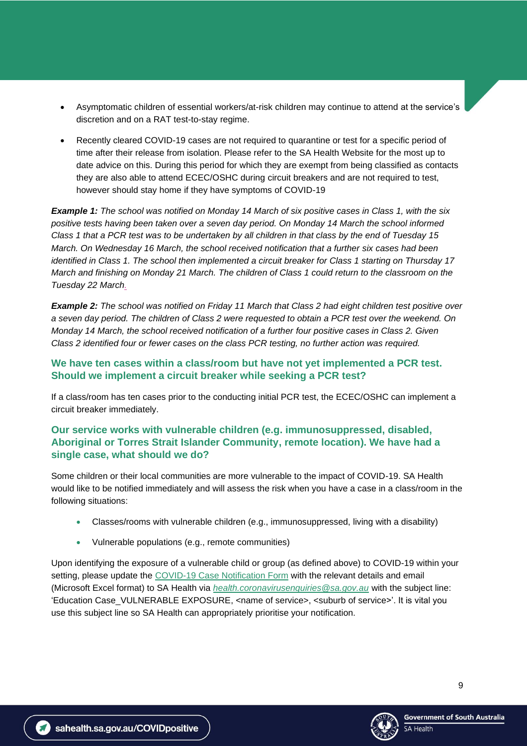- Asymptomatic children of essential workers/at-risk children may continue to attend at the service's discretion and on a RAT test-to-stay regime.
- Recently cleared COVID-19 cases are not required to quarantine or test for a specific period of time after their release from isolation. Please refer to the SA Health Website for the most up to date advice on this. During this period for which they are exempt from being classified as contacts they are also able to attend ECEC/OSHC during circuit breakers and are not required to test, however should stay home if they have symptoms of COVID-19

***Example 1:*** *The school was notified on Monday 14 March of six positive cases in Class 1, with the six positive tests having been taken over a seven day period. On Monday 14 March the school informed Class 1 that a PCR test was to be undertaken by all children in that class by the end of Tuesday 15 March. On Wednesday 16 March, the school received notification that a further six cases had been identified in Class 1. The school then implemented a circuit breaker for Class 1 starting on Thursday 17 March and finishing on Monday 21 March. The children of Class 1 could return to the classroom on the Tuesday 22 March.*

***Example 2:*** *The school was notified on Friday 11 March that Class 2 had eight children test positive over a seven day period. The children of Class 2 were requested to obtain a PCR test over the weekend. On Monday 14 March, the school received notification of a further four positive cases in Class 2. Given Class 2 identified four or fewer cases on the class PCR testing, no further action was required.*

### We have ten cases within a class/room but have not yet implemented a PCR test. Should we implement a circuit breaker while seeking a PCR test?

If a class/room has ten cases prior to the conducting initial PCR test, the ECEC/OSHC can implement a circuit breaker immediately.

### Our service works with vulnerable children (e.g. immunosuppressed, disabled, Aboriginal or Torres Strait Islander Community, remote location). We have had a single case, what should we do?

Some children or their local communities are more vulnerable to the impact of COVID-19. SA Health would like to be notified immediately and will assess the risk when you have a case in a class/room in the following situations:

- Classes/rooms with vulnerable children (e.g., immunosuppressed, living with a disability)
- Vulnerable populations (e.g., remote communities)

Upon identifying the exposure of a vulnerable child or group (as defined above) to COVID-19 within your setting, please update the COVID-19 Case Notification Form with the relevant details and email (Microsoft Excel format) to SA Health via *health.coronavirusenquiries@sa.gov.au* with the subject line: 'Education Case_VULNERABLE EXPOSURE, <name of service>, <suburb of service>'. It is vital you use this subject line so SA Health can appropriately prioritise your notification.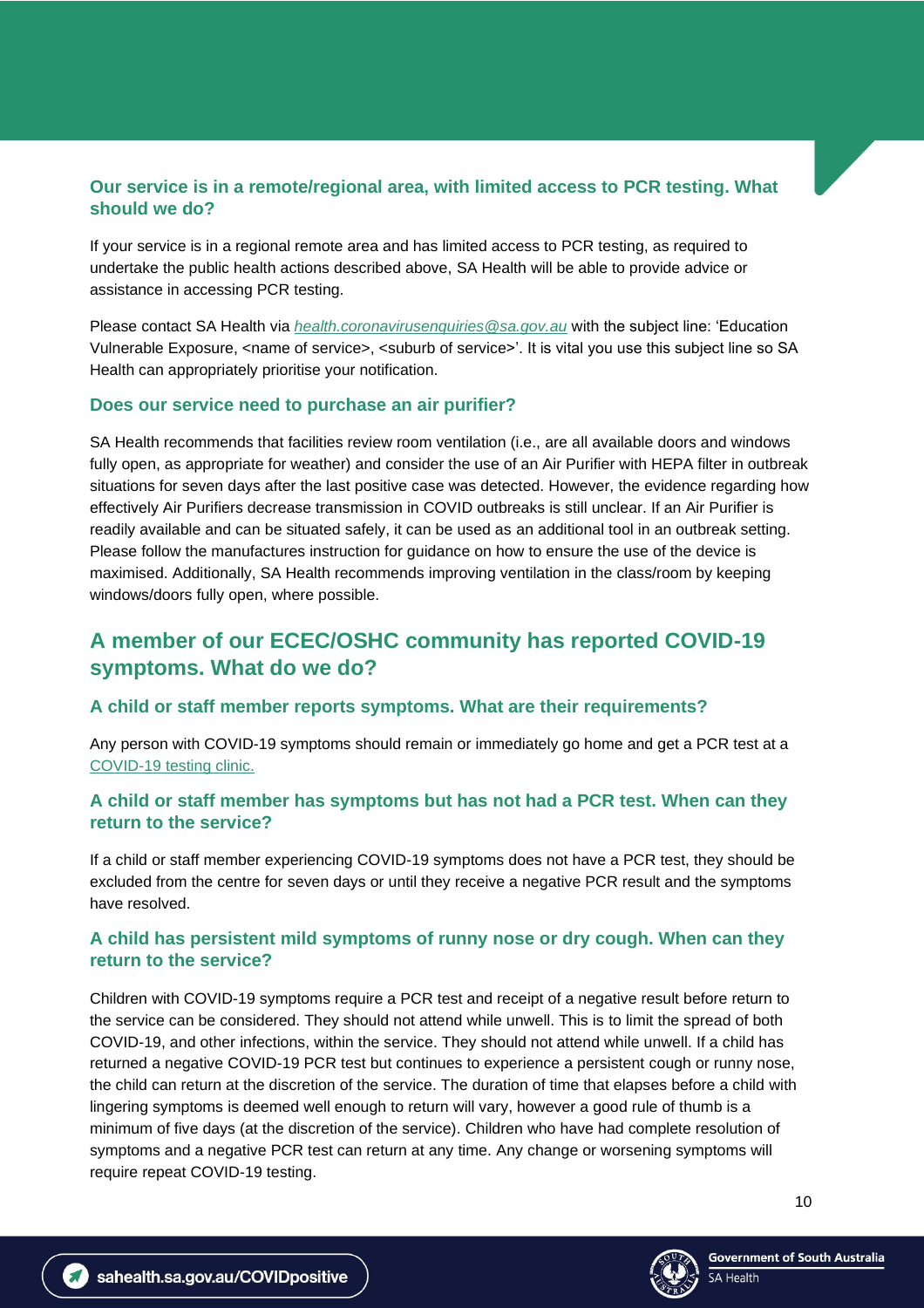### Our service is in a remote/regional area, with limited access to PCR testing. What should we do?

If your service is in a regional remote area and has limited access to PCR testing, as required to undertake the public health actions described above, SA Health will be able to provide advice or assistance in accessing PCR testing.

Please contact SA Health via *health.coronavirusenquiries@sa.gov.au* with the subject line: 'Education Vulnerable Exposure, <name of service>, <suburb of service>'. It is vital you use this subject line so SA Health can appropriately prioritise your notification.

### Does our service need to purchase an air purifier?

SA Health recommends that facilities review room ventilation (i.e., are all available doors and windows fully open, as appropriate for weather) and consider the use of an Air Purifier with HEPA filter in outbreak situations for seven days after the last positive case was detected. However, the evidence regarding how effectively Air Purifiers decrease transmission in COVID outbreaks is still unclear. If an Air Purifier is readily available and can be situated safely, it can be used as an additional tool in an outbreak setting. Please follow the manufactures instruction for guidance on how to ensure the use of the device is maximised. Additionally, SA Health recommends improving ventilation in the class/room by keeping windows/doors fully open, where possible.

## A member of our ECEC/OSHC community has reported COVID-19 symptoms. What do we do?

### A child or staff member reports symptoms. What are their requirements?

Any person with COVID-19 symptoms should remain or immediately go home and get a PCR test at a COVID-19 testing clinic.

### A child or staff member has symptoms but has not had a PCR test. When can they return to the service?

If a child or staff member experiencing COVID-19 symptoms does not have a PCR test, they should be excluded from the centre for seven days or until they receive a negative PCR result and the symptoms have resolved.

### A child has persistent mild symptoms of runny nose or dry cough. When can they return to the service?

Children with COVID-19 symptoms require a PCR test and receipt of a negative result before return to the service can be considered. They should not attend while unwell. This is to limit the spread of both COVID-19, and other infections, within the service. They should not attend while unwell. If a child has returned a negative COVID-19 PCR test but continues to experience a persistent cough or runny nose, the child can return at the discretion of the service. The duration of time that elapses before a child with lingering symptoms is deemed well enough to return will vary, however a good rule of thumb is a minimum of five days (at the discretion of the service). Children who have had complete resolution of symptoms and a negative PCR test can return at any time. Any change or worsening symptoms will require repeat COVID-19 testing.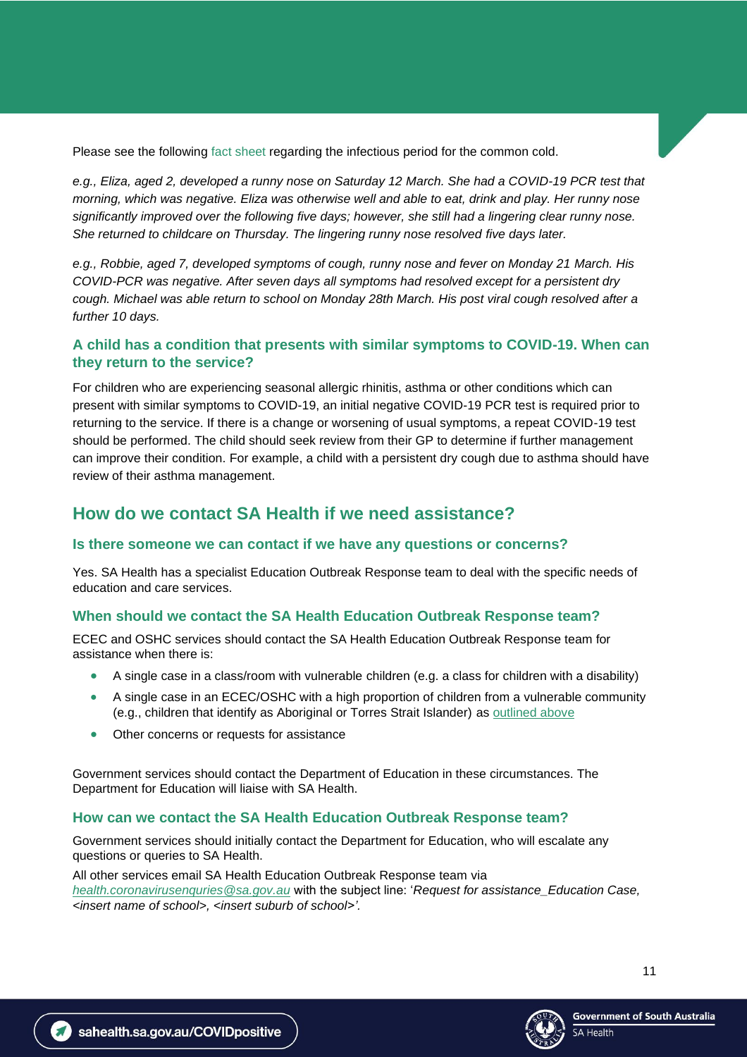Please see the following fact sheet regarding the infectious period for the common cold.

*e.g., Eliza, aged 2, developed a runny nose on Saturday 12 March. She had a COVID-19 PCR test that morning, which was negative. Eliza was otherwise well and able to eat, drink and play. Her runny nose significantly improved over the following five days; however, she still had a lingering clear runny nose. She returned to childcare on Thursday. The lingering runny nose resolved five days later.*

*e.g., Robbie, aged 7, developed symptoms of cough, runny nose and fever on Monday 21 March. His COVID-PCR was negative. After seven days all symptoms had resolved except for a persistent dry cough. Michael was able return to school on Monday 28th March. His post viral cough resolved after a further 10 days.*

### A child has a condition that presents with similar symptoms to COVID-19. When can they return to the service?

For children who are experiencing seasonal allergic rhinitis, asthma or other conditions which can present with similar symptoms to COVID-19, an initial negative COVID-19 PCR test is required prior to returning to the service. If there is a change or worsening of usual symptoms, a repeat COVID-19 test should be performed. The child should seek review from their GP to determine if further management can improve their condition. For example, a child with a persistent dry cough due to asthma should have review of their asthma management.

## How do we contact SA Health if we need assistance?

### Is there someone we can contact if we have any questions or concerns?

Yes. SA Health has a specialist Education Outbreak Response team to deal with the specific needs of education and care services.

### When should we contact the SA Health Education Outbreak Response team?

ECEC and OSHC services should contact the SA Health Education Outbreak Response team for assistance when there is:

- A single case in a class/room with vulnerable children (e.g. a class for children with a disability)
- A single case in an ECEC/OSHC with a high proportion of children from a vulnerable community (e.g., children that identify as Aboriginal or Torres Strait Islander) as outlined above
- Other concerns or requests for assistance

Government services should contact the Department of Education in these circumstances. The Department for Education will liaise with SA Health.

### How can we contact the SA Health Education Outbreak Response team?

Government services should initially contact the Department for Education, who will escalate any questions or queries to SA Health.

All other services email SA Health Education Outbreak Response team via *health.coronavirusenquries@sa.gov.au* with the subject line: '*Request for assistance_Education Case, <insert name of school>, <insert suburb of school>'.*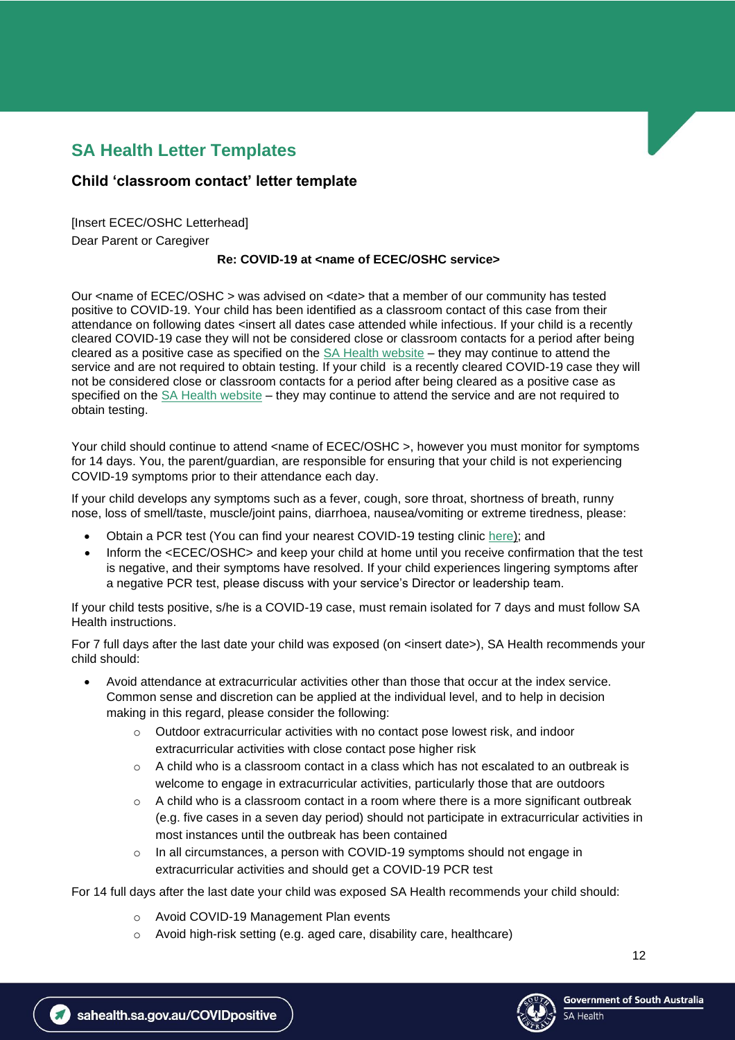## SA Health Letter Templates

### Child 'classroom contact' letter template

[Insert ECEC/OSHC Letterhead]

Dear Parent or Caregiver

**Re: COVID-19 at <name of ECEC/OSHC service>**

Our <name of ECEC/OSHC > was advised on <date> that a member of our community has tested positive to COVID-19. Your child has been identified as a classroom contact of this case from their attendance on following dates <insert all dates case attended while infectious. If your child is a recently cleared COVID-19 case they will not be considered close or classroom contacts for a period after being cleared as a positive case as specified on the SA Health website – they may continue to attend the service and are not required to obtain testing. If your child is a recently cleared COVID-19 case they will not be considered close or classroom contacts for a period after being cleared as a positive case as specified on the SA Health website – they may continue to attend the service and are not required to obtain testing.

Your child should continue to attend <name of ECEC/OSHC >, however you must monitor for symptoms for 14 days. You, the parent/guardian, are responsible for ensuring that your child is not experiencing COVID-19 symptoms prior to their attendance each day.

If your child develops any symptoms such as a fever, cough, sore throat, shortness of breath, runny nose, loss of smell/taste, muscle/joint pains, diarrhoea, nausea/vomiting or extreme tiredness, please:

- Obtain a PCR test (You can find your nearest COVID-19 testing clinic here); and
- Inform the <ECEC/OSHC> and keep your child at home until you receive confirmation that the test is negative, and their symptoms have resolved. If your child experiences lingering symptoms after a negative PCR test, please discuss with your service's Director or leadership team.

If your child tests positive, s/he is a COVID-19 case, must remain isolated for 7 days and must follow SA Health instructions.

For 7 full days after the last date your child was exposed (on <insert date>), SA Health recommends your child should:

- Avoid attendance at extracurricular activities other than those that occur at the index service. Common sense and discretion can be applied at the individual level, and to help in decision making in this regard, please consider the following:
    - Outdoor extracurricular activities with no contact pose lowest risk, and indoor extracurricular activities with close contact pose higher risk
    - A child who is a classroom contact in a class which has not escalated to an outbreak is welcome to engage in extracurricular activities, particularly those that are outdoors
    - A child who is a classroom contact in a room where there is a more significant outbreak (e.g. five cases in a seven day period) should not participate in extracurricular activities in most instances until the outbreak has been contained
    - In all circumstances, a person with COVID-19 symptoms should not engage in extracurricular activities and should get a COVID-19 PCR test

For 14 full days after the last date your child was exposed SA Health recommends your child should:

- Avoid COVID-19 Management Plan events
- Avoid high-risk setting (e.g. aged care, disability care, healthcare)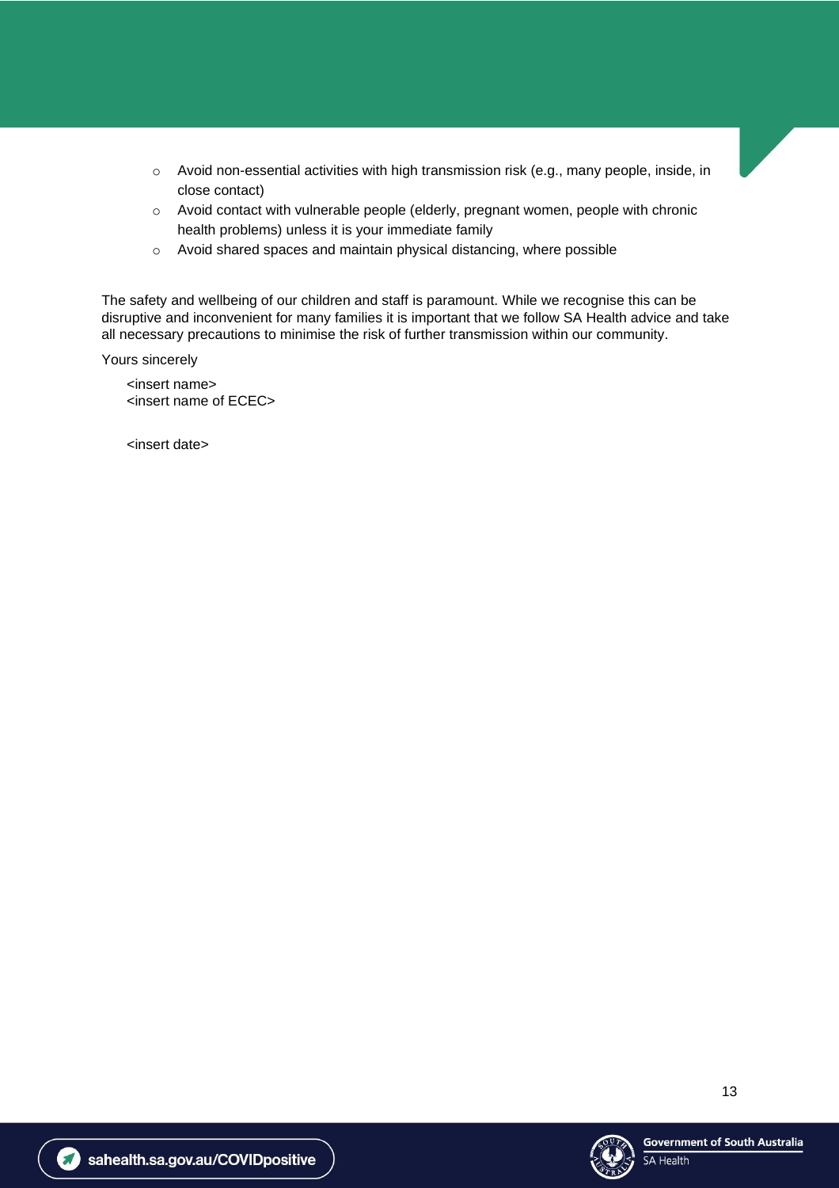- Avoid non-essential activities with high transmission risk (e.g., many people, inside, in close contact)
- Avoid contact with vulnerable people (elderly, pregnant women, people with chronic health problems) unless it is your immediate family
- Avoid shared spaces and maintain physical distancing, where possible

The safety and wellbeing of our children and staff is paramount. While we recognise this can be disruptive and inconvenient for many families it is important that we follow SA Health advice and take all necessary precautions to minimise the risk of further transmission within our community.

Yours sincerely

<insert name>
<insert name of ECEC>

<insert date>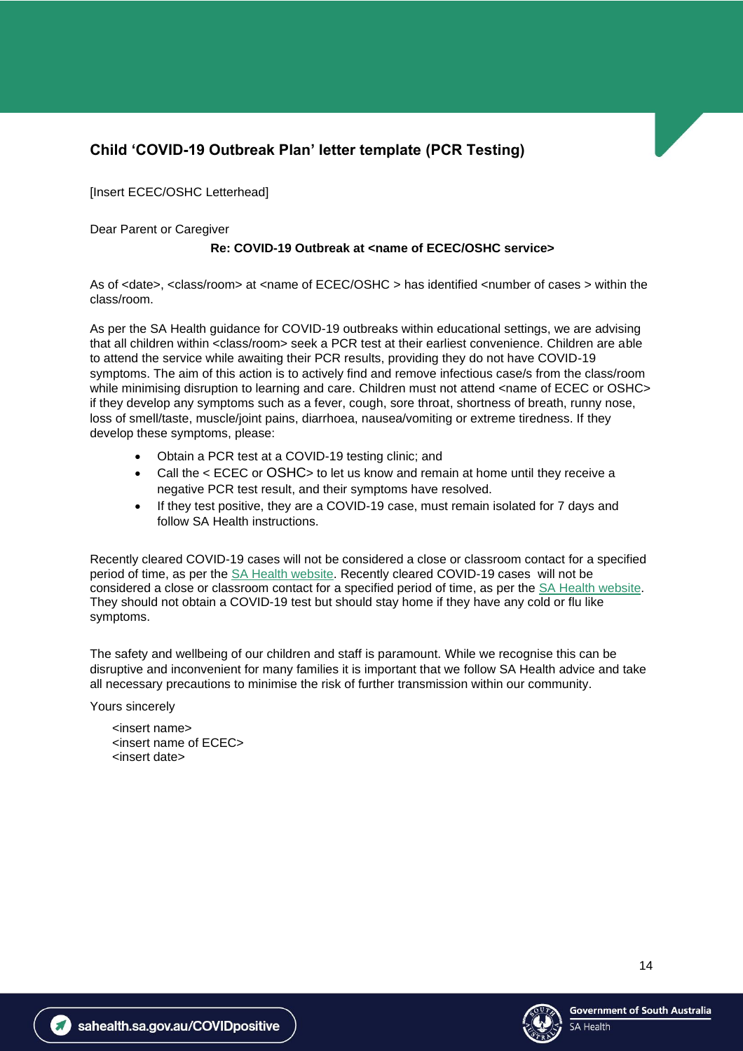## Child 'COVID-19 Outbreak Plan' letter template (PCR Testing)

[Insert ECEC/OSHC Letterhead]

Dear Parent or Caregiver

**Re: COVID-19 Outbreak at <name of ECEC/OSHC service>**

As of <date>, <class/room> at <name of ECEC/OSHC > has identified <number of cases > within the class/room.

As per the SA Health guidance for COVID-19 outbreaks within educational settings, we are advising that all children within <class/room> seek a PCR test at their earliest convenience. Children are able to attend the service while awaiting their PCR results, providing they do not have COVID-19 symptoms. The aim of this action is to actively find and remove infectious case/s from the class/room while minimising disruption to learning and care. Children must not attend <name of ECEC or OSHC> if they develop any symptoms such as a fever, cough, sore throat, shortness of breath, runny nose, loss of smell/taste, muscle/joint pains, diarrhoea, nausea/vomiting or extreme tiredness. If they develop these symptoms, please:

- Obtain a PCR test at a COVID-19 testing clinic; and
- Call the < ECEC or OSHC> to let us know and remain at home until they receive a negative PCR test result, and their symptoms have resolved.
- If they test positive, they are a COVID-19 case, must remain isolated for 7 days and follow SA Health instructions.

Recently cleared COVID-19 cases will not be considered a close or classroom contact for a specified period of time, as per the SA Health website. Recently cleared COVID-19 cases will not be considered a close or classroom contact for a specified period of time, as per the SA Health website. They should not obtain a COVID-19 test but should stay home if they have any cold or flu like symptoms.

The safety and wellbeing of our children and staff is paramount. While we recognise this can be disruptive and inconvenient for many families it is important that we follow SA Health advice and take all necessary precautions to minimise the risk of further transmission within our community.

Yours sincerely

<insert name>
<insert name of ECEC>
<insert date>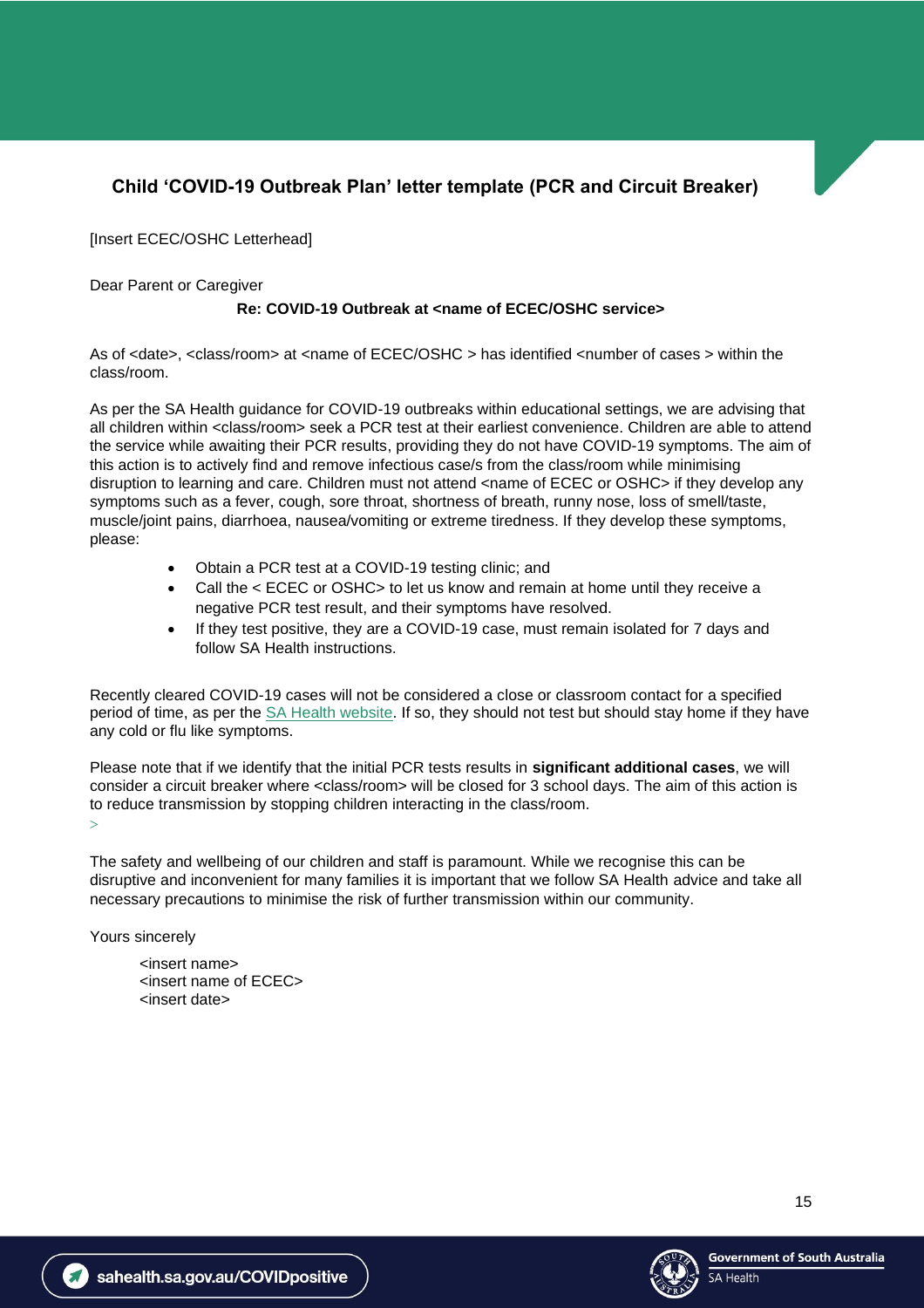## Child 'COVID-19 Outbreak Plan' letter template (PCR and Circuit Breaker)

[Insert ECEC/OSHC Letterhead]

Dear Parent or Caregiver

**Re: COVID-19 Outbreak at <name of ECEC/OSHC service>**

As of <date>, <class/room> at <name of ECEC/OSHC > has identified <number of cases > within the class/room.

As per the SA Health guidance for COVID-19 outbreaks within educational settings, we are advising that all children within <class/room> seek a PCR test at their earliest convenience. Children are able to attend the service while awaiting their PCR results, providing they do not have COVID-19 symptoms. The aim of this action is to actively find and remove infectious case/s from the class/room while minimising disruption to learning and care. Children must not attend <name of ECEC or OSHC> if they develop any symptoms such as a fever, cough, sore throat, shortness of breath, runny nose, loss of smell/taste, muscle/joint pains, diarrhoea, nausea/vomiting or extreme tiredness. If they develop these symptoms, please:

- Obtain a PCR test at a COVID-19 testing clinic; and
- Call the < ECEC or OSHC> to let us know and remain at home until they receive a negative PCR test result, and their symptoms have resolved.
- If they test positive, they are a COVID-19 case, must remain isolated for 7 days and follow SA Health instructions.

Recently cleared COVID-19 cases will not be considered a close or classroom contact for a specified period of time, as per the SA Health website. If so, they should not test but should stay home if they have any cold or flu like symptoms.

Please note that if we identify that the initial PCR tests results in **significant additional cases**, we will consider a circuit breaker where <class/room> will be closed for 3 school days. The aim of this action is to reduce transmission by stopping children interacting in the class/room.
>

The safety and wellbeing of our children and staff is paramount. While we recognise this can be disruptive and inconvenient for many families it is important that we follow SA Health advice and take all necessary precautions to minimise the risk of further transmission within our community.

Yours sincerely

<insert name>
<insert name of ECEC>
<insert date>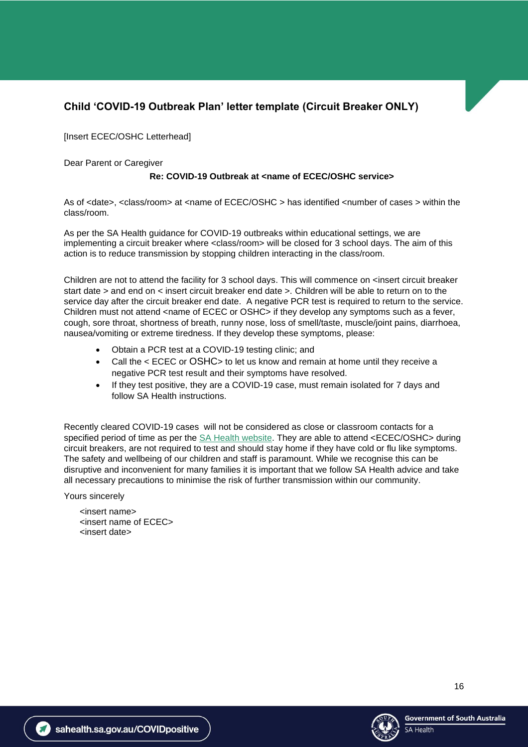## Child 'COVID-19 Outbreak Plan' letter template (Circuit Breaker ONLY)

[Insert ECEC/OSHC Letterhead]

Dear Parent or Caregiver

**Re: COVID-19 Outbreak at <name of ECEC/OSHC service>**

As of <date>, <class/room> at <name of ECEC/OSHC > has identified <number of cases > within the class/room.

As per the SA Health guidance for COVID-19 outbreaks within educational settings, we are implementing a circuit breaker where <class/room> will be closed for 3 school days. The aim of this action is to reduce transmission by stopping children interacting in the class/room.

Children are not to attend the facility for 3 school days. This will commence on <insert circuit breaker start date > and end on < insert circuit breaker end date >. Children will be able to return on to the service day after the circuit breaker end date. A negative PCR test is required to return to the service. Children must not attend <name of ECEC or OSHC> if they develop any symptoms such as a fever, cough, sore throat, shortness of breath, runny nose, loss of smell/taste, muscle/joint pains, diarrhoea, nausea/vomiting or extreme tiredness. If they develop these symptoms, please:

- Obtain a PCR test at a COVID-19 testing clinic; and
- Call the < ECEC or OSHC> to let us know and remain at home until they receive a negative PCR test result and their symptoms have resolved.
- If they test positive, they are a COVID-19 case, must remain isolated for 7 days and follow SA Health instructions.

Recently cleared COVID-19 cases will not be considered as close or classroom contacts for a specified period of time as per the SA Health website. They are able to attend <ECEC/OSHC> during circuit breakers, are not required to test and should stay home if they have cold or flu like symptoms. The safety and wellbeing of our children and staff is paramount. While we recognise this can be disruptive and inconvenient for many families it is important that we follow SA Health advice and take all necessary precautions to minimise the risk of further transmission within our community.

Yours sincerely

<insert name>
<insert name of ECEC>
<insert date>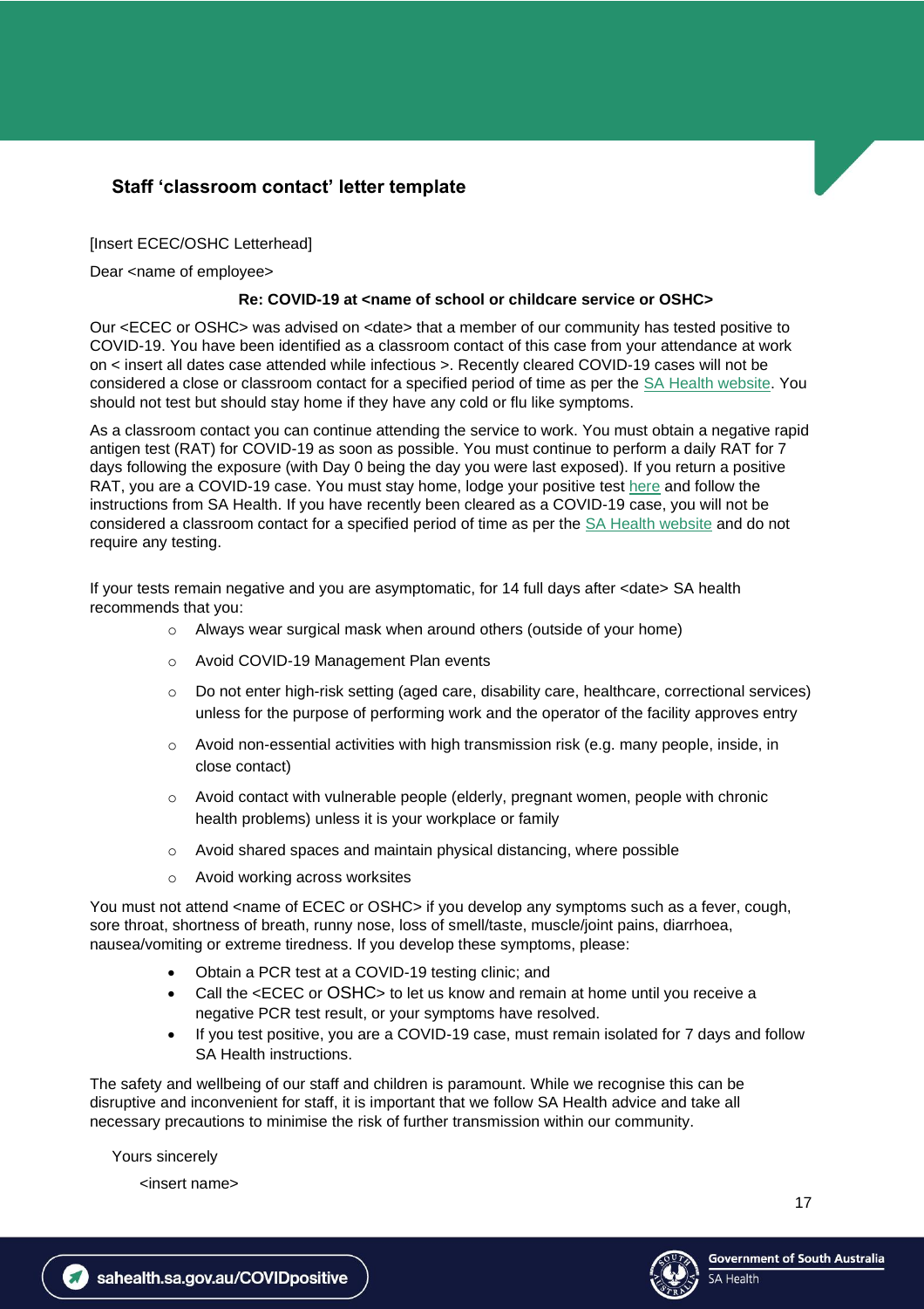## Staff 'classroom contact' letter template

[Insert ECEC/OSHC Letterhead]

Dear <name of employee>

**Re: COVID-19 at <name of school or childcare service or OSHC>**

Our <ECEC or OSHC> was advised on <date> that a member of our community has tested positive to COVID-19. You have been identified as a classroom contact of this case from your attendance at work on < insert all dates case attended while infectious >. Recently cleared COVID-19 cases will not be considered a close or classroom contact for a specified period of time as per the SA Health website. You should not test but should stay home if they have any cold or flu like symptoms.

As a classroom contact you can continue attending the service to work. You must obtain a negative rapid antigen test (RAT) for COVID-19 as soon as possible. You must continue to perform a daily RAT for 7 days following the exposure (with Day 0 being the day you were last exposed). If you return a positive RAT, you are a COVID-19 case. You must stay home, lodge your positive test here and follow the instructions from SA Health. If you have recently been cleared as a COVID-19 case, you will not be considered a classroom contact for a specified period of time as per the SA Health website and do not require any testing.

If your tests remain negative and you are asymptomatic, for 14 full days after <date> SA health recommends that you:

- Always wear surgical mask when around others (outside of your home)
- Avoid COVID-19 Management Plan events
- Do not enter high-risk setting (aged care, disability care, healthcare, correctional services) unless for the purpose of performing work and the operator of the facility approves entry
- Avoid non-essential activities with high transmission risk (e.g. many people, inside, in close contact)
- Avoid contact with vulnerable people (elderly, pregnant women, people with chronic health problems) unless it is your workplace or family
- Avoid shared spaces and maintain physical distancing, where possible
- Avoid working across worksites

You must not attend <name of ECEC or OSHC> if you develop any symptoms such as a fever, cough, sore throat, shortness of breath, runny nose, loss of smell/taste, muscle/joint pains, diarrhoea, nausea/vomiting or extreme tiredness. If you develop these symptoms, please:

- Obtain a PCR test at a COVID-19 testing clinic; and
- Call the <ECEC or OSHC> to let us know and remain at home until you receive a negative PCR test result, or your symptoms have resolved.
- If you test positive, you are a COVID-19 case, must remain isolated for 7 days and follow SA Health instructions.

The safety and wellbeing of our staff and children is paramount. While we recognise this can be disruptive and inconvenient for staff, it is important that we follow SA Health advice and take all necessary precautions to minimise the risk of further transmission within our community.

Yours sincerely

<insert name>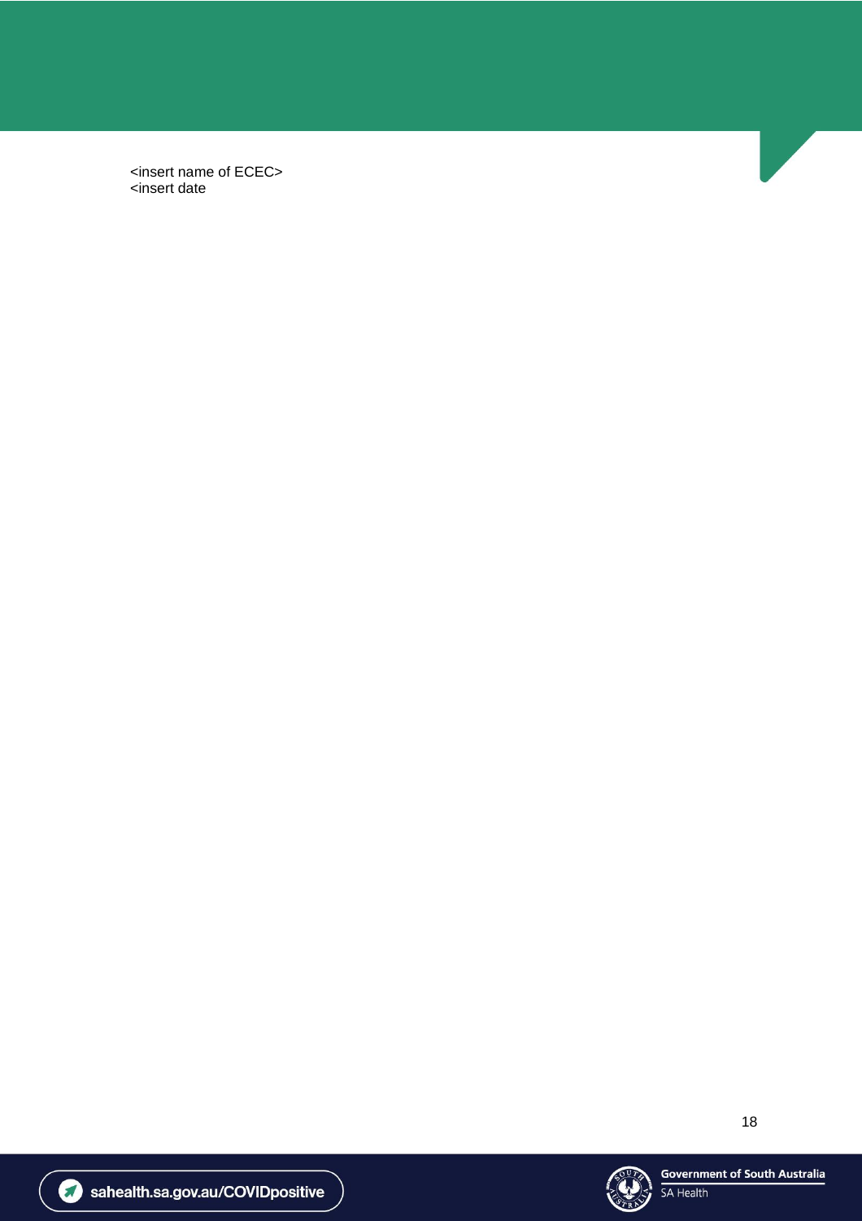<insert name of ECEC>
<insert date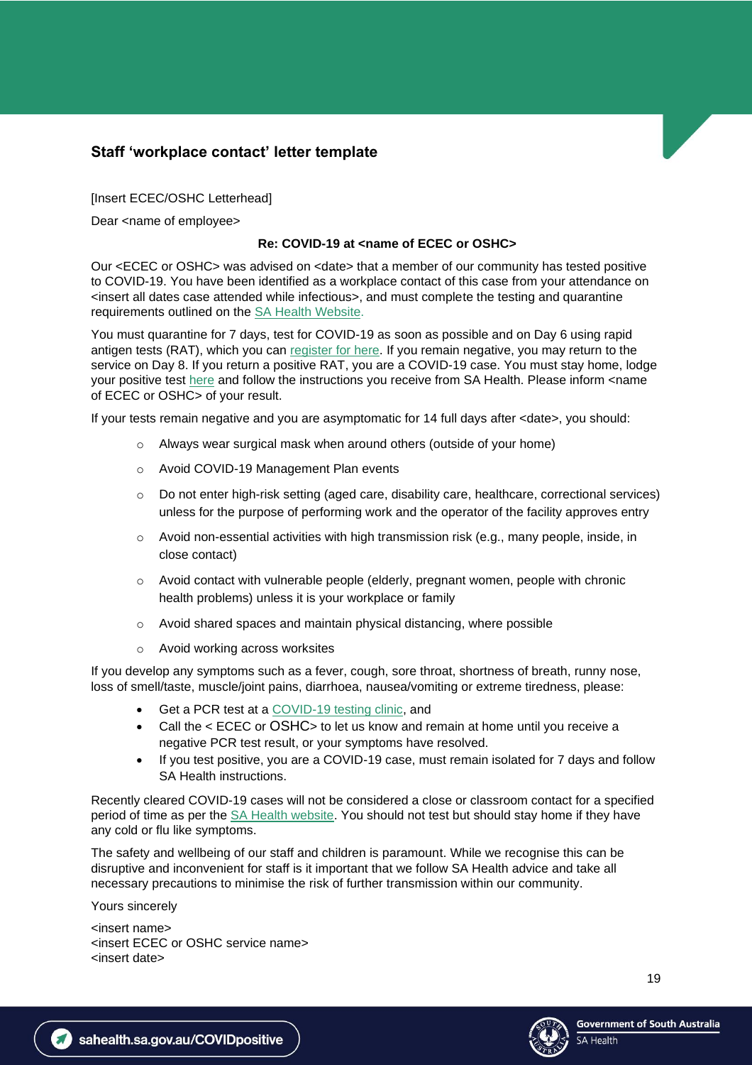## Staff 'workplace contact' letter template

[Insert ECEC/OSHC Letterhead]

Dear <name of employee>

**Re: COVID-19 at <name of ECEC or OSHC>**

Our <ECEC or OSHC> was advised on <date> that a member of our community has tested positive to COVID-19. You have been identified as a workplace contact of this case from your attendance on <insert all dates case attended while infectious>, and must complete the testing and quarantine requirements outlined on the SA Health Website.

You must quarantine for 7 days, test for COVID-19 as soon as possible and on Day 6 using rapid antigen tests (RAT), which you can register for here. If you remain negative, you may return to the service on Day 8. If you return a positive RAT, you are a COVID-19 case. You must stay home, lodge your positive test here and follow the instructions you receive from SA Health. Please inform <name of ECEC or OSHC> of your result.

If your tests remain negative and you are asymptomatic for 14 full days after <date>, you should:

- Always wear surgical mask when around others (outside of your home)
- Avoid COVID-19 Management Plan events
- Do not enter high-risk setting (aged care, disability care, healthcare, correctional services) unless for the purpose of performing work and the operator of the facility approves entry
- Avoid non-essential activities with high transmission risk (e.g., many people, inside, in close contact)
- Avoid contact with vulnerable people (elderly, pregnant women, people with chronic health problems) unless it is your workplace or family
- Avoid shared spaces and maintain physical distancing, where possible
- Avoid working across worksites

If you develop any symptoms such as a fever, cough, sore throat, shortness of breath, runny nose, loss of smell/taste, muscle/joint pains, diarrhoea, nausea/vomiting or extreme tiredness, please:

- Get a PCR test at a COVID-19 testing clinic, and
- Call the < ECEC or OSHC> to let us know and remain at home until you receive a negative PCR test result, or your symptoms have resolved.
- If you test positive, you are a COVID-19 case, must remain isolated for 7 days and follow SA Health instructions.

Recently cleared COVID-19 cases will not be considered a close or classroom contact for a specified period of time as per the SA Health website. You should not test but should stay home if they have any cold or flu like symptoms.

The safety and wellbeing of our staff and children is paramount. While we recognise this can be disruptive and inconvenient for staff is it important that we follow SA Health advice and take all necessary precautions to minimise the risk of further transmission within our community.

Yours sincerely

<insert name>
<insert ECEC or OSHC service name>
<insert date>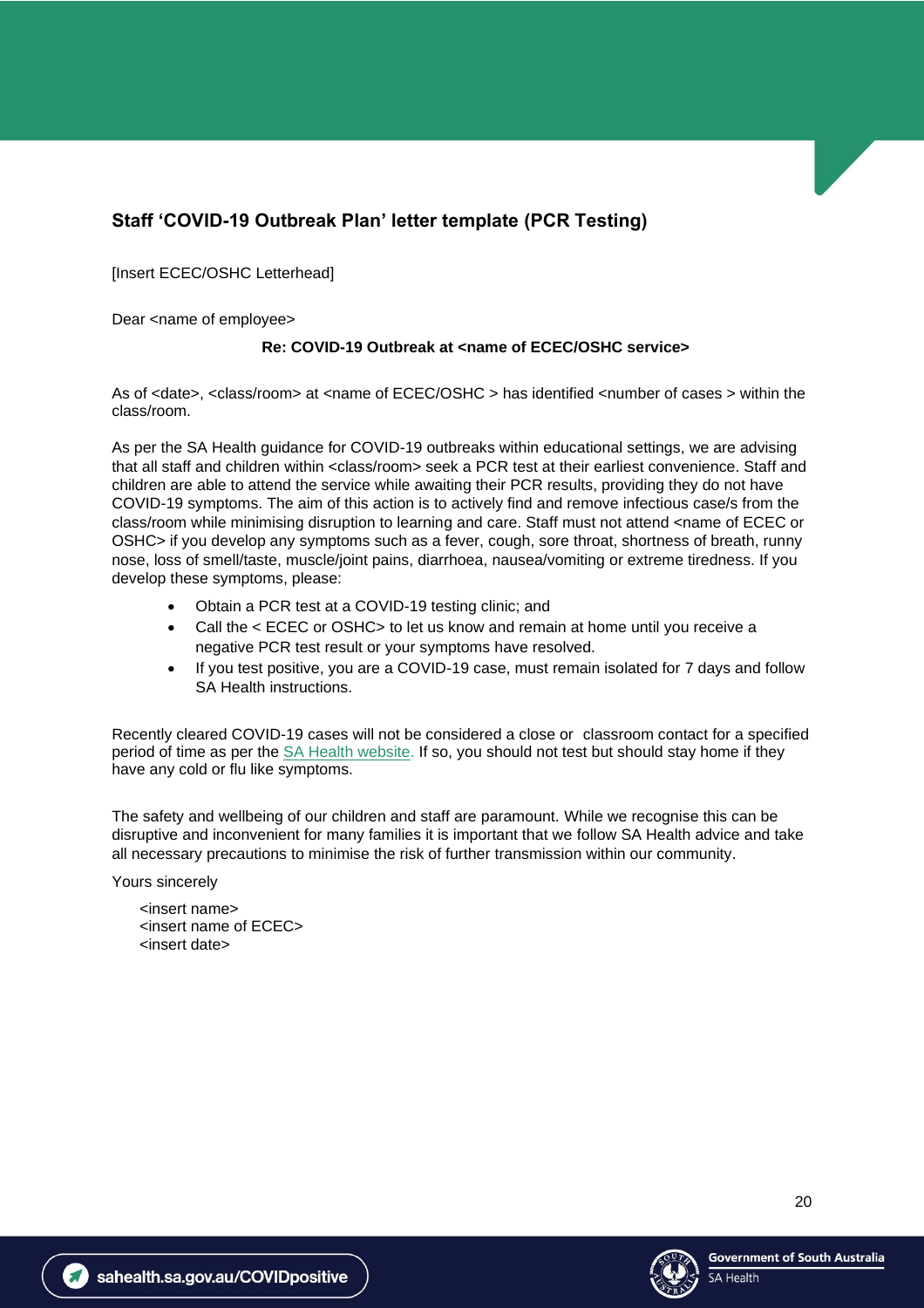## Staff 'COVID-19 Outbreak Plan' letter template (PCR Testing)

[Insert ECEC/OSHC Letterhead]

Dear <name of employee>

**Re: COVID-19 Outbreak at <name of ECEC/OSHC service>**

As of <date>, <class/room> at <name of ECEC/OSHC > has identified <number of cases > within the class/room.

As per the SA Health guidance for COVID-19 outbreaks within educational settings, we are advising that all staff and children within <class/room> seek a PCR test at their earliest convenience. Staff and children are able to attend the service while awaiting their PCR results, providing they do not have COVID-19 symptoms. The aim of this action is to actively find and remove infectious case/s from the class/room while minimising disruption to learning and care. Staff must not attend <name of ECEC or OSHC> if you develop any symptoms such as a fever, cough, sore throat, shortness of breath, runny nose, loss of smell/taste, muscle/joint pains, diarrhoea, nausea/vomiting or extreme tiredness. If you develop these symptoms, please:

- Obtain a PCR test at a COVID-19 testing clinic; and
- Call the < ECEC or OSHC> to let us know and remain at home until you receive a negative PCR test result or your symptoms have resolved.
- If you test positive, you are a COVID-19 case, must remain isolated for 7 days and follow SA Health instructions.

Recently cleared COVID-19 cases will not be considered a close or classroom contact for a specified period of time as per the [SA Health website](). If so, you should not test but should stay home if they have any cold or flu like symptoms.

The safety and wellbeing of our children and staff are paramount. While we recognise this can be disruptive and inconvenient for many families it is important that we follow SA Health advice and take all necessary precautions to minimise the risk of further transmission within our community.

Yours sincerely

<insert name>
<insert name of ECEC>
<insert date>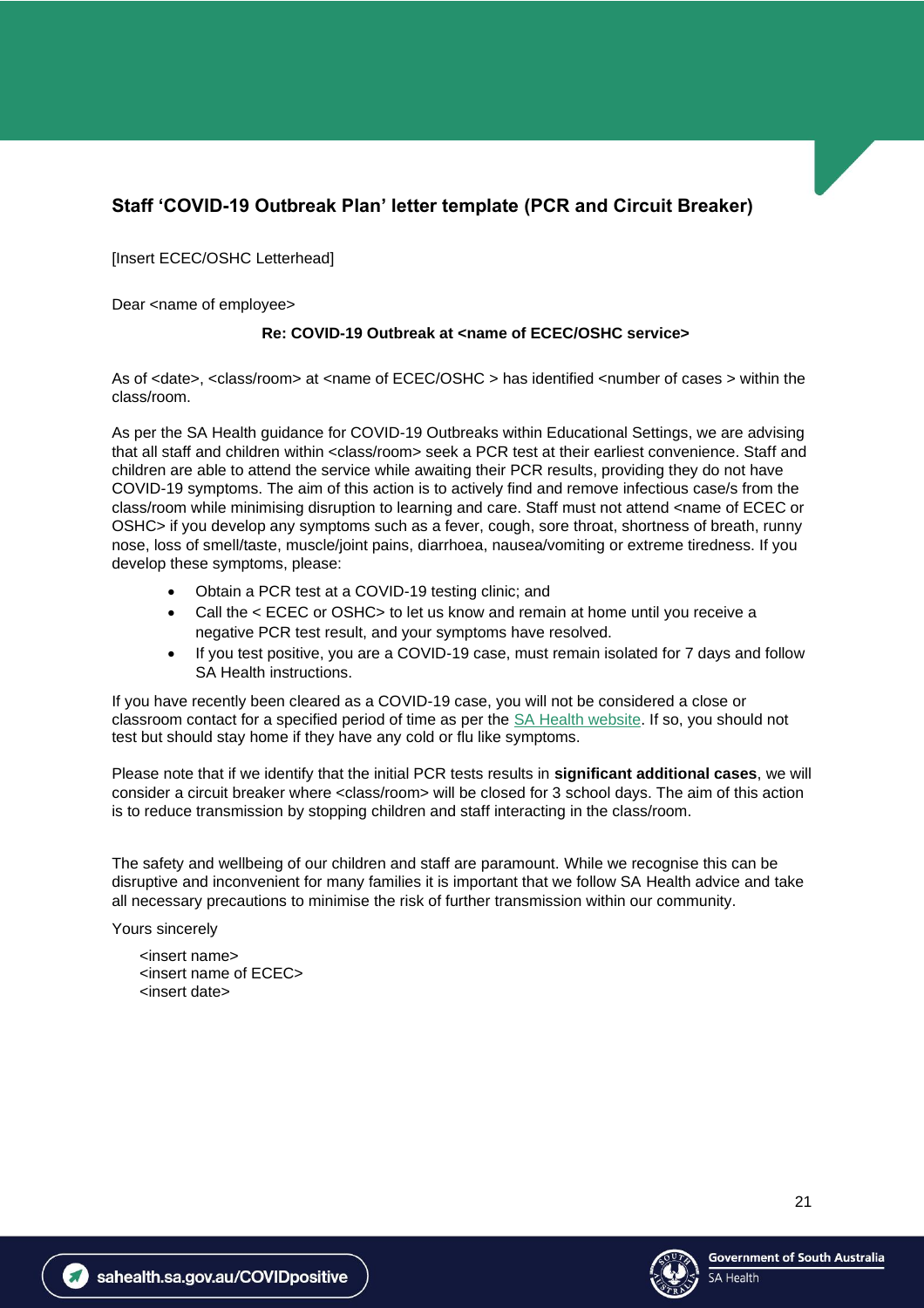### Staff 'COVID-19 Outbreak Plan' letter template (PCR and Circuit Breaker)

[Insert ECEC/OSHC Letterhead]

Dear <name of employee>

**Re: COVID-19 Outbreak at <name of ECEC/OSHC service>**

As of <date>, <class/room> at <name of ECEC/OSHC > has identified <number of cases > within the class/room.

As per the SA Health guidance for COVID-19 Outbreaks within Educational Settings, we are advising that all staff and children within <class/room> seek a PCR test at their earliest convenience. Staff and children are able to attend the service while awaiting their PCR results, providing they do not have COVID-19 symptoms. The aim of this action is to actively find and remove infectious case/s from the class/room while minimising disruption to learning and care. Staff must not attend <name of ECEC or OSHC> if you develop any symptoms such as a fever, cough, sore throat, shortness of breath, runny nose, loss of smell/taste, muscle/joint pains, diarrhoea, nausea/vomiting or extreme tiredness. If you develop these symptoms, please:

- Obtain a PCR test at a COVID-19 testing clinic; and
- Call the < ECEC or OSHC> to let us know and remain at home until you receive a negative PCR test result, and your symptoms have resolved.
- If you test positive, you are a COVID-19 case, must remain isolated for 7 days and follow SA Health instructions.

If you have recently been cleared as a COVID-19 case, you will not be considered a close or classroom contact for a specified period of time as per the SA Health website. If so, you should not test but should stay home if they have any cold or flu like symptoms.

Please note that if we identify that the initial PCR tests results in **significant additional cases**, we will consider a circuit breaker where <class/room> will be closed for 3 school days. The aim of this action is to reduce transmission by stopping children and staff interacting in the class/room.

The safety and wellbeing of our children and staff are paramount. While we recognise this can be disruptive and inconvenient for many families it is important that we follow SA Health advice and take all necessary precautions to minimise the risk of further transmission within our community.

Yours sincerely

<insert name>
<insert name of ECEC>
<insert date>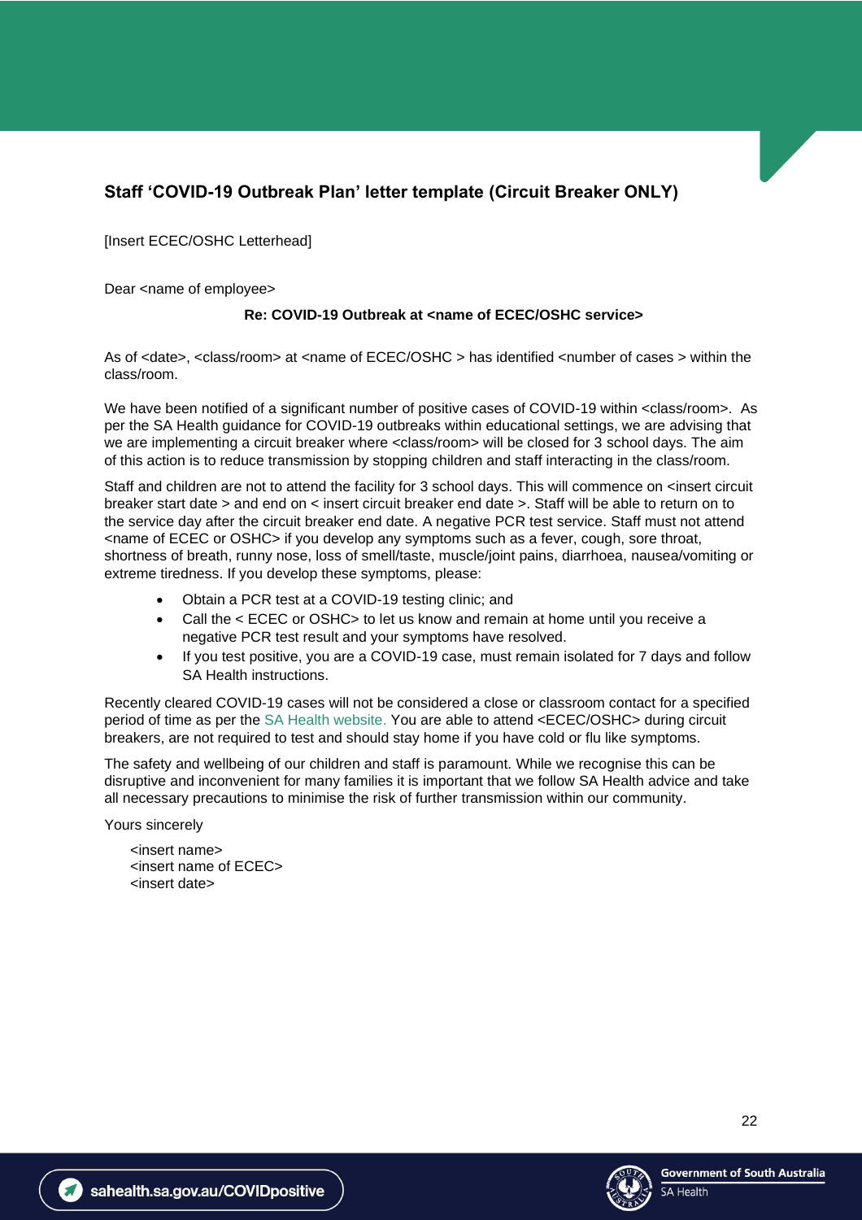## Staff 'COVID-19 Outbreak Plan' letter template (Circuit Breaker ONLY)

[Insert ECEC/OSHC Letterhead]

Dear <name of employee>

**Re: COVID-19 Outbreak at <name of ECEC/OSHC service>**

As of <date>, <class/room> at <name of ECEC/OSHC > has identified <number of cases > within the class/room.

We have been notified of a significant number of positive cases of COVID-19 within <class/room>. As per the SA Health guidance for COVID-19 outbreaks within educational settings, we are advising that we are implementing a circuit breaker where <class/room> will be closed for 3 school days. The aim of this action is to reduce transmission by stopping children and staff interacting in the class/room.

Staff and children are not to attend the facility for 3 school days. This will commence on <insert circuit breaker start date > and end on < insert circuit breaker end date >. Staff will be able to return on to the service day after the circuit breaker end date. A negative PCR test service. Staff must not attend <name of ECEC or OSHC> if you develop any symptoms such as a fever, cough, sore throat, shortness of breath, runny nose, loss of smell/taste, muscle/joint pains, diarrhoea, nausea/vomiting or extreme tiredness. If you develop these symptoms, please:

- Obtain a PCR test at a COVID-19 testing clinic; and
- Call the < ECEC or OSHC> to let us know and remain at home until you receive a negative PCR test result and your symptoms have resolved.
- If you test positive, you are a COVID-19 case, must remain isolated for 7 days and follow SA Health instructions.

Recently cleared COVID-19 cases will not be considered a close or classroom contact for a specified period of time as per the SA Health website. You are able to attend <ECEC/OSHC> during circuit breakers, are not required to test and should stay home if you have cold or flu like symptoms.

The safety and wellbeing of our children and staff is paramount. While we recognise this can be disruptive and inconvenient for many families it is important that we follow SA Health advice and take all necessary precautions to minimise the risk of further transmission within our community.

Yours sincerely

<insert name>
<insert name of ECEC>
<insert date>